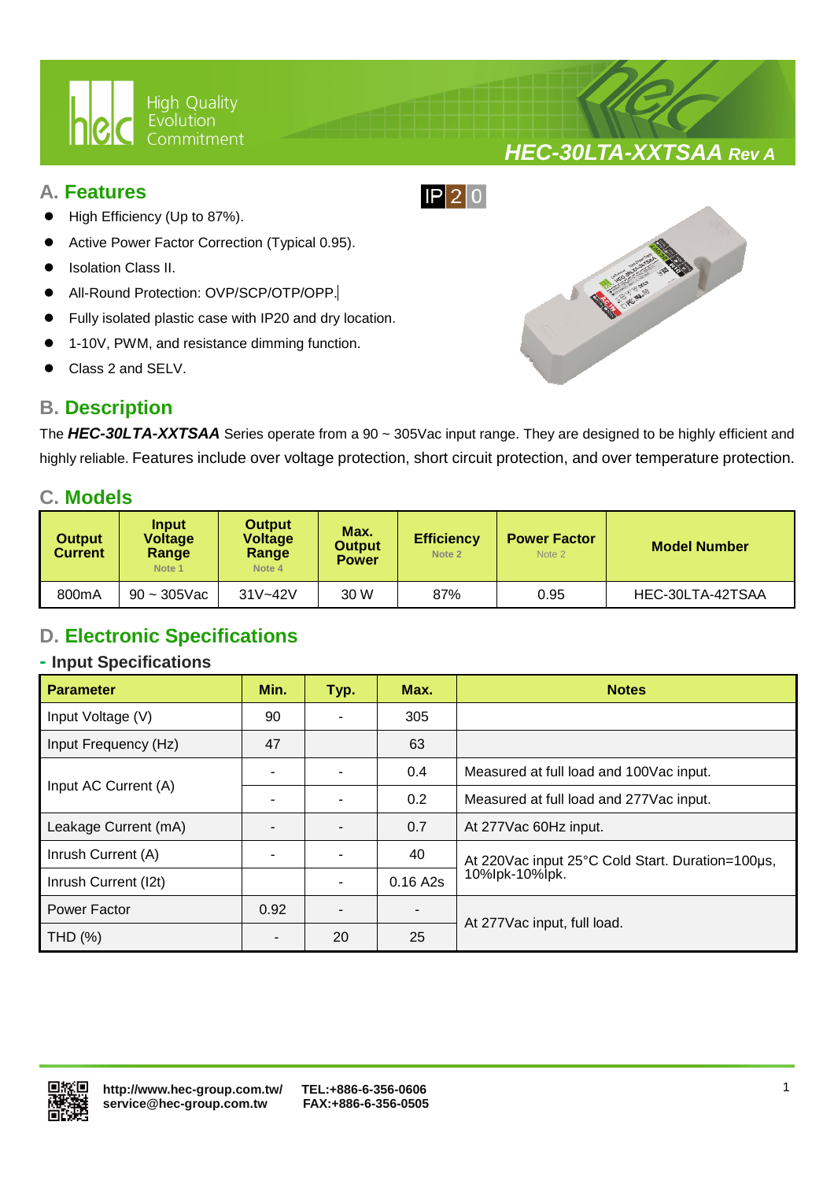# HEC-30LTA-XXTSAA Rev A

## A. Features

IP20

- High Efficiency (Up to 87%).
- Active Power Factor Correction (Typical 0.95).
- Isolation Class II.
- All-Round Protection: OVP/SCP/OTP/OPP.
- Fully isolated plastic case with IP20 and dry location.
- 1-10V, PWM, and resistance dimming function.
- Class 2 and SELV.

## B. Description

The ***HEC-30LTA-XXTSAA*** Series operate from a 90 ~ 305Vac input range. They are designed to be highly efficient and highly reliable. Features include over voltage protection, short circuit protection, and over temperature protection.

## C. Models

| Output Current | Input Voltage Range (Note 1) | Output Voltage Range (Note 4) | Max. Output Power | Efficiency (Note 2) | Power Factor (Note 2) | Model Number |
|---|---|---|---|---|---|---|
| 800mA | 90 ~ 305Vac | 31V~42V | 30 W | 87% | 0.95 | HEC-30LTA-42TSAA |

## D. Electronic Specifications

### - Input Specifications

| Parameter | Min. | Typ. | Max. | Notes |
|---|---|---|---|---|
| Input Voltage (V) | 90 | - | 305 | |
| Input Frequency (Hz) | 47 | | 63 | |
| Input AC Current (A) | - | - | 0.4 | Measured at full load and 100Vac input. |
| | - | - | 0.2 | Measured at full load and 277Vac input. |
| Leakage Current (mA) | - | - | 0.7 | At 277Vac 60Hz input. |
| Inrush Current (A) | - | - | 40 | At 220Vac input 25°C Cold Start. Duration=100μs, 10%Ipk-10%Ipk. |
| Inrush Current (I2t) | | - | 0.16 A2s | |
| Power Factor | 0.92 | - | - | At 277Vac input, full load. |
| THD (%) | - | 20 | 25 | |

http://www.hec-group.com.tw/ service@hec-group.com.tw TEL:+886-6-356-0606 FAX:+886-6-356-0505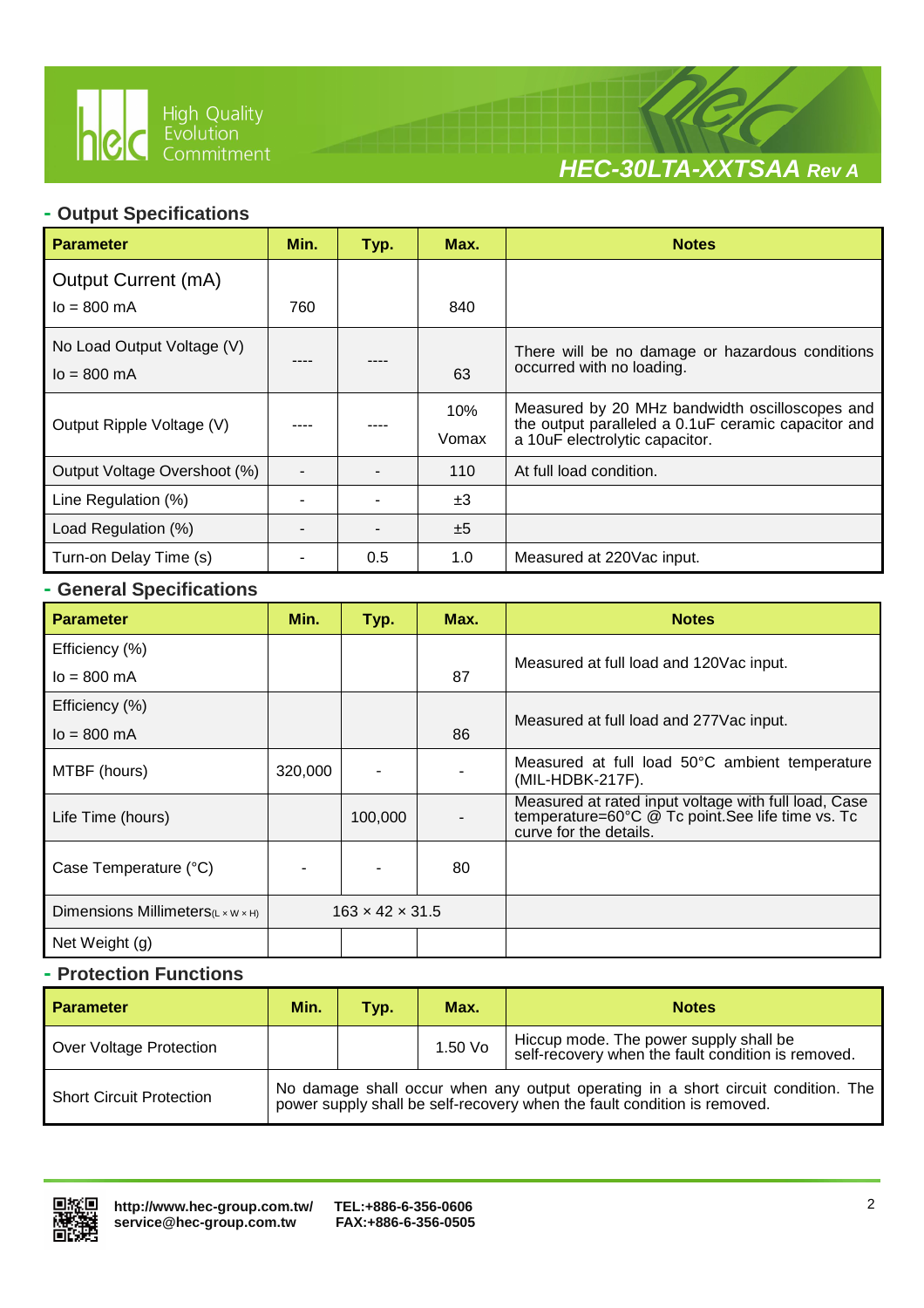## - Output Specifications

| Parameter | Min. | Typ. | Max. | Notes |
|---|---|---|---|---|
| Output Current (mA) Io = 800 mA | 760 | | 840 | |
| No Load Output Voltage (V) Io = 800 mA | ---- | ---- | 63 | There will be no damage or hazardous conditions occurred with no loading. |
| Output Ripple Voltage (V) | ---- | ---- | 10% Vomax | Measured by 20 MHz bandwidth oscilloscopes and the output paralleled a 0.1uF ceramic capacitor and a 10uF electrolytic capacitor. |
| Output Voltage Overshoot (%) | - | - | 110 | At full load condition. |
| Line Regulation (%) | - | - | ±3 | |
| Load Regulation (%) | - | - | ±5 | |
| Turn-on Delay Time (s) | - | 0.5 | 1.0 | Measured at 220Vac input. |

## - General Specifications

| Parameter | Min. | Typ. | Max. | Notes |
|---|---|---|---|---|
| Efficiency (%) Io = 800 mA | | | 87 | Measured at full load and 120Vac input. |
| Efficiency (%) Io = 800 mA | | | 86 | Measured at full load and 277Vac input. |
| MTBF (hours) | 320,000 | - | - | Measured at full load 50°C ambient temperature (MIL-HDBK-217F). |
| Life Time (hours) | | 100,000 | - | Measured at rated input voltage with full load, Case temperature=60°C @ Tc point.See life time vs. Tc curve for the details. |
| Case Temperature (°C) | - | - | 80 | |
| Dimensions Millimeters(L × W × H) | 163 × 42 × 31.5 | | | |
| Net Weight (g) | | | | |

## - Protection Functions

| Parameter | Min. | Typ. | Max. | Notes |
|---|---|---|---|---|
| Over Voltage Protection | | | 1.50 Vo | Hiccup mode. The power supply shall be self-recovery when the fault condition is removed. |
| Short Circuit Protection | No damage shall occur when any output operating in a short circuit condition. The power supply shall be self-recovery when the fault condition is removed. | | | |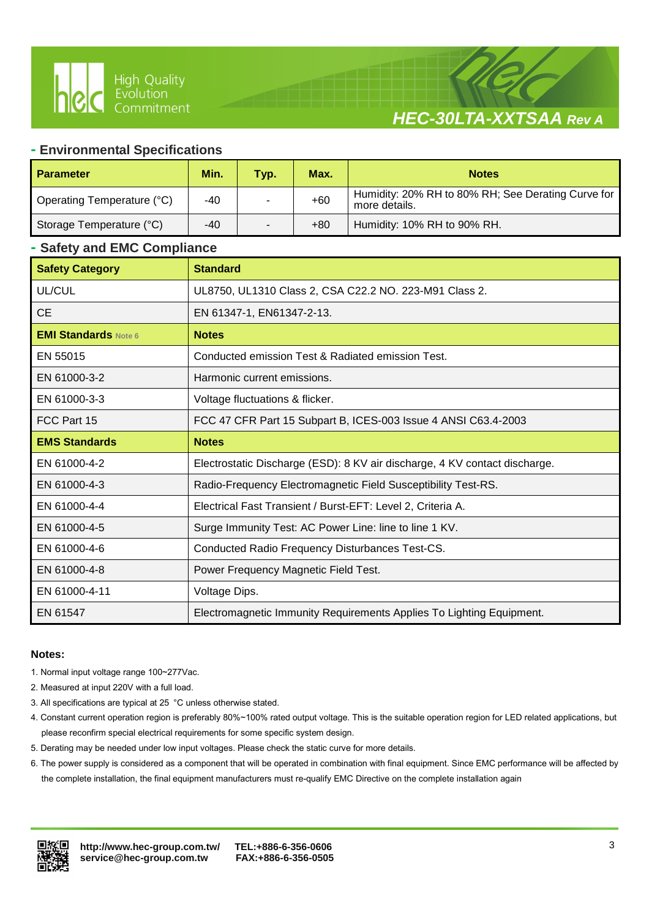## - Environmental Specifications

| Parameter | Min. | Typ. | Max. | Notes |
|---|---|---|---|---|
| Operating Temperature (°C) | -40 | - | +60 | Humidity: 20% RH to 80% RH; See Derating Curve for more details. |
| Storage Temperature (°C) | -40 | - | +80 | Humidity: 10% RH to 90% RH. |

## - Safety and EMC Compliance

| Safety Category | Standard |
|---|---|
| UL/CUL | UL8750, UL1310 Class 2, CSA C22.2 NO. 223-M91 Class 2. |
| CE | EN 61347-1, EN61347-2-13. |
| **EMI Standards** Note 6 | **Notes** |
| EN 55015 | Conducted emission Test & Radiated emission Test. |
| EN 61000-3-2 | Harmonic current emissions. |
| EN 61000-3-3 | Voltage fluctuations & flicker. |
| FCC Part 15 | FCC 47 CFR Part 15 Subpart B, ICES-003 Issue 4 ANSI C63.4-2003 |
| **EMS Standards** | **Notes** |
| EN 61000-4-2 | Electrostatic Discharge (ESD): 8 KV air discharge, 4 KV contact discharge. |
| EN 61000-4-3 | Radio-Frequency Electromagnetic Field Susceptibility Test-RS. |
| EN 61000-4-4 | Electrical Fast Transient / Burst-EFT: Level 2, Criteria A. |
| EN 61000-4-5 | Surge Immunity Test: AC Power Line: line to line 1 KV. |
| EN 61000-4-6 | Conducted Radio Frequency Disturbances Test-CS. |
| EN 61000-4-8 | Power Frequency Magnetic Field Test. |
| EN 61000-4-11 | Voltage Dips. |
| EN 61547 | Electromagnetic Immunity Requirements Applies To Lighting Equipment. |

**Notes:**

1. Normal input voltage range 100~277Vac.
2. Measured at input 220V with a full load.
3. All specifications are typical at 25 °C unless otherwise stated.
4. Constant current operation region is preferably 80%~100% rated output voltage. This is the suitable operation region for LED related applications, but please reconfirm special electrical requirements for some specific system design.
5. Derating may be needed under low input voltages. Please check the static curve for more details.
6. The power supply is considered as a component that will be operated in combination with final equipment. Since EMC performance will be affected by the complete installation, the final equipment manufacturers must re-qualify EMC Directive on the complete installation again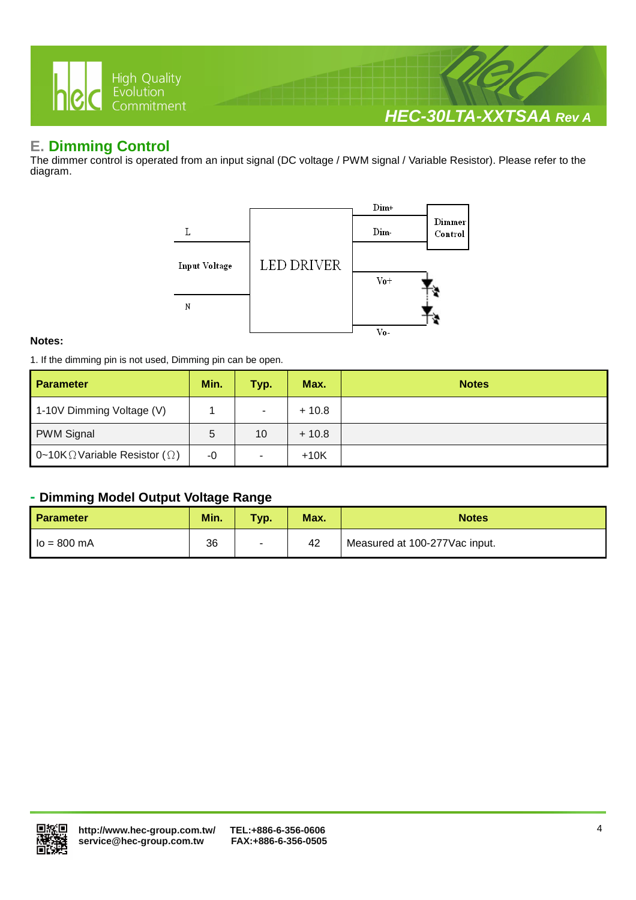## E. Dimming Control

The dimmer control is operated from an input signal (DC voltage / PWM signal / Variable Resistor). Please refer to the diagram.

**Notes:**

1. If the dimming pin is not used, Dimming pin can be open.

| Parameter | Min. | Typ. | Max. | Notes |
|---|---|---|---|---|
| 1-10V Dimming Voltage (V) | 1 | - | + 10.8 | |
| PWM Signal | 5 | 10 | + 10.8 | |
| 0~10KΩVariable Resistor (Ω) | -0 | - | +10K | |

### - Dimming Model Output Voltage Range

| Parameter | Min. | Typ. | Max. | Notes |
|---|---|---|---|---|
| Io = 800 mA | 36 | - | 42 | Measured at 100-277Vac input. |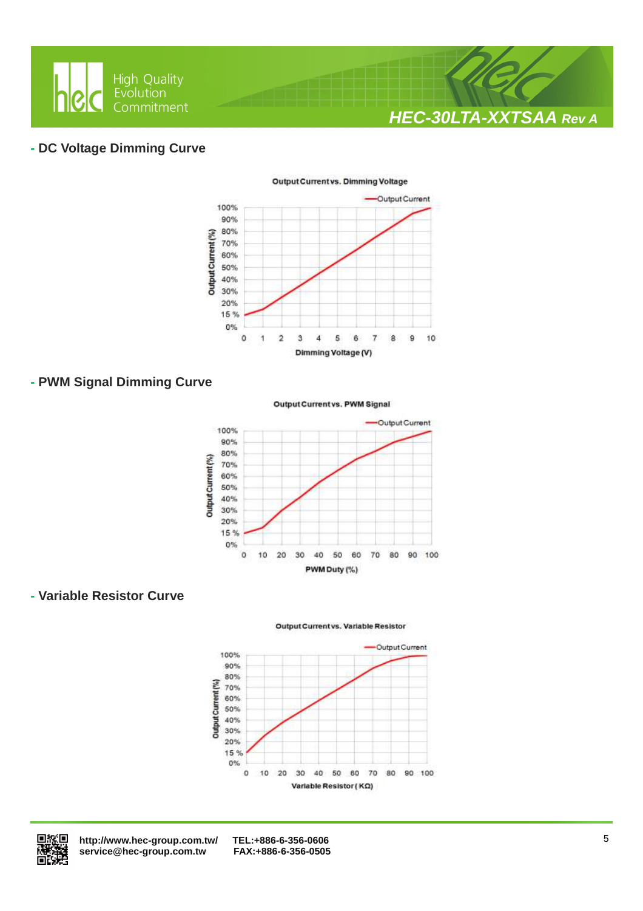## - DC Voltage Dimming Curve

Output Current vs. Dimming Voltage

Output Current

Output Current (%)

100%, 90%, 80%, 70%, 60%, 50%, 40%, 30%, 20%, 15 %, 0%

0 1 2 3 4 5 6 7 8 9 10

Dimming Voltage (V)

## - PWM Signal Dimming Curve

Output Current vs. PWM Signal

Output Current

Output Current (%)

100%, 90%, 80%, 70%, 60%, 50%, 40%, 30%, 20%, 15 %, 0%

0 10 20 30 40 50 60 70 80 90 100

PWM Duty (%)

## - Variable Resistor Curve

Output Current vs. Variable Resistor

Output Current

Output Current (%)

100%, 90%, 80%, 70%, 60%, 50%, 40%, 30%, 20%, 15 %, 0%

0 10 20 30 40 50 60 70 80 90 100

Variable Resistor ( KΩ)

http://www.hec-group.com.tw/
service@hec-group.com.tw

TEL:+886-6-356-0606
FAX:+886-6-356-0505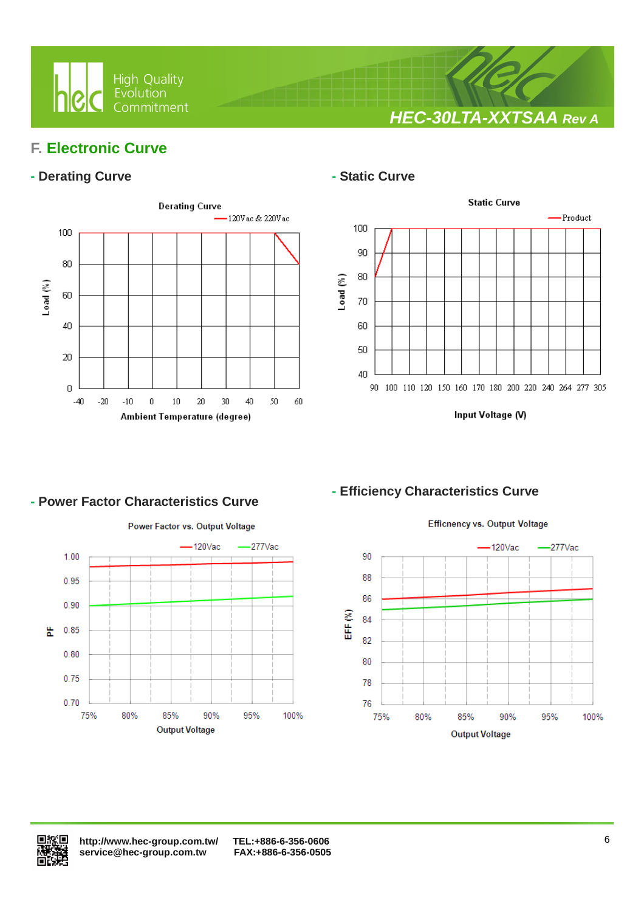## F. Electronic Curve

### - Derating Curve

Derating Curve

—120Vac & 220Vac

Load (%)

Ambient Temperature (degree)

### - Static Curve

Static Curve

—Product

Load (%)

Input Voltage (V)

### - Power Factor Characteristics Curve

Power Factor vs. Output Voltage

—120Vac —277Vac

PF

Output Voltage

### - Efficiency Characteristics Curve

Efficnency vs. Output Voltage

—120Vac —277Vac

EFF (%)

Output Voltage

http://www.hec-group.com.tw/ TEL:+886-6-356-0606
service@hec-group.com.tw FAX:+886-6-356-0505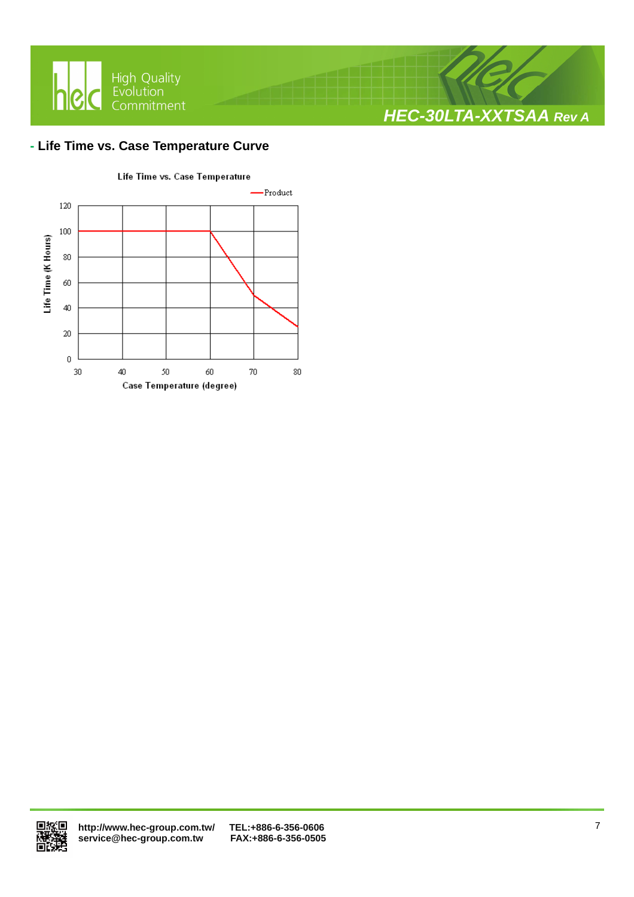## - Life Time vs. Case Temperature Curve

Life Time vs. Case Temperature

Product

Life Time (K Hours)

Case Temperature (degree)

| Case Temperature (degree) | Life Time (K Hours) |
|---|---|
| 30 | 100 |
| 40 | 100 |
| 50 | 100 |
| 60 | 100 |
| 70 | 50 |
| 80 | 25 |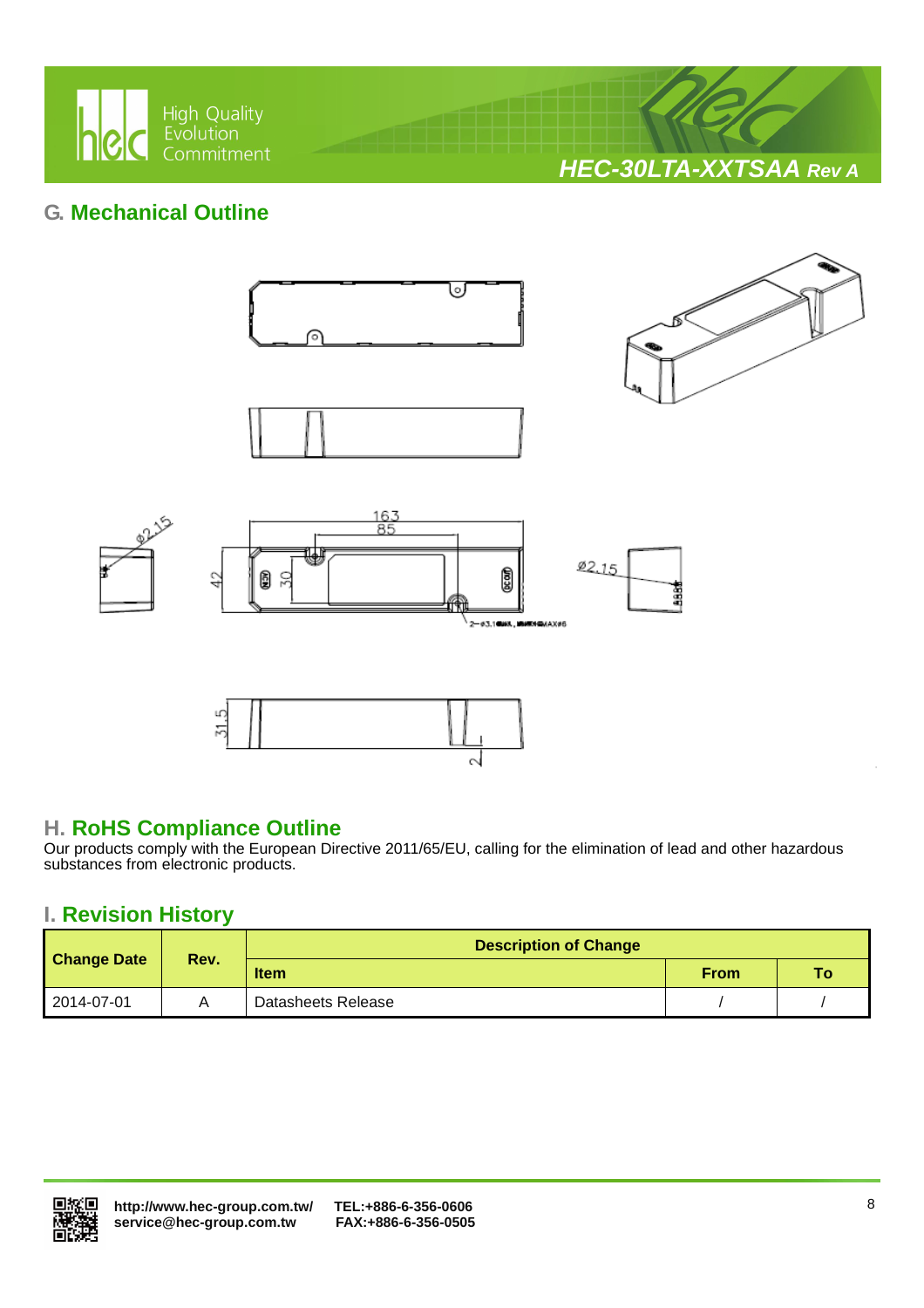## G. Mechanical Outline

163

85

42

30

Ø2.15

Ø2.15

2-Ø3.1MAX, MAX#6

31.5

2

## H. RoHS Compliance Outline

Our products comply with the European Directive 2011/65/EU, calling for the elimination of lead and other hazardous substances from electronic products.

## I. Revision History

| Change Date | Rev. | Description of Change | | |
|---|---|---|---|---|
| | | **Item** | **From** | **To** |
| 2014-07-01 | A | Datasheets Release | / | / |